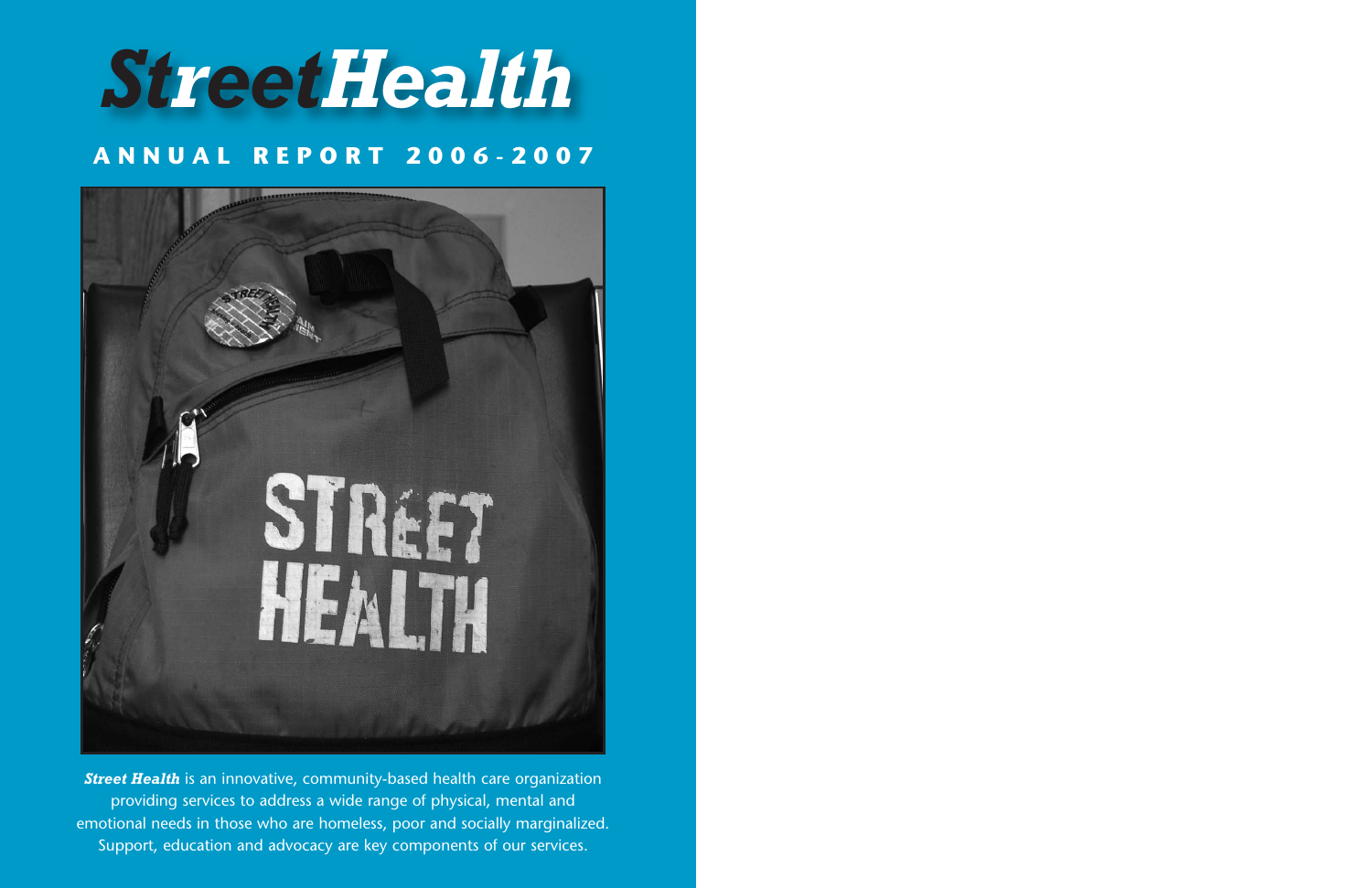# StreetHealth

## ANNUAL REPORT 2006-2007

***Street Health*** is an innovative, community-based health care organization providing services to address a wide range of physical, mental and emotional needs in those who are homeless, poor and socially marginalized. Support, education and advocacy are key components of our services.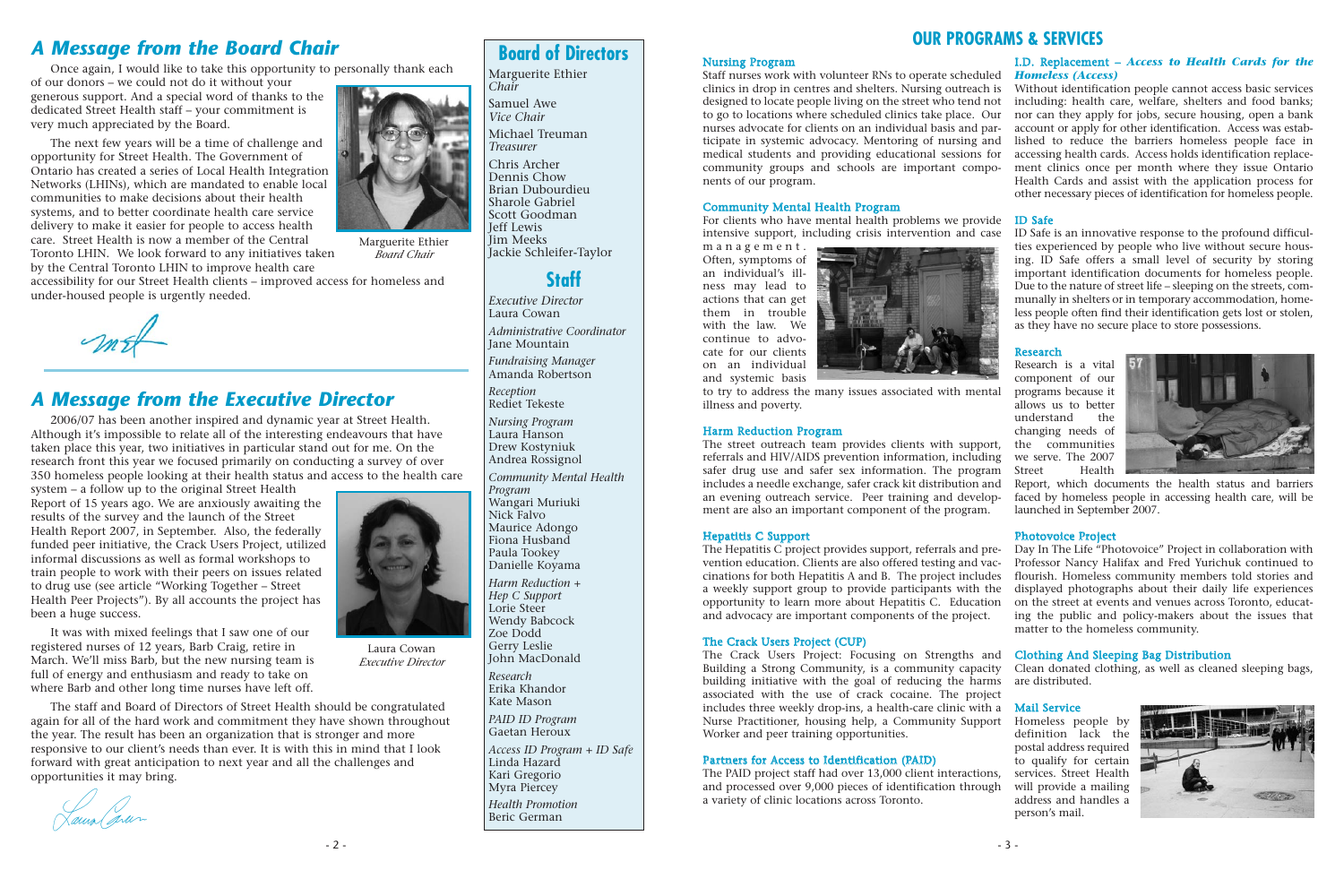## A Message from the Board Chair

Once again, I would like to take this opportunity to personally thank each of our donors – we could not do it without your generous support. And a special word of thanks to the dedicated Street Health staff – your commitment is very much appreciated by the Board.

The next few years will be a time of challenge and opportunity for Street Health. The Government of Ontario has created a series of Local Health Integration Networks (LHINs), which are mandated to enable local communities to make decisions about their health systems, and to better coordinate health care service delivery to make it easier for people to access health care. Street Health is now a member of the Central Toronto LHIN. We look forward to any initiatives taken by the Central Toronto LHIN to improve health care accessibility for our Street Health clients – improved access for homeless and under-housed people is urgently needed.

Marguerite Ethier
*Board Chair*

## A Message from the Executive Director

2006/07 has been another inspired and dynamic year at Street Health. Although it's impossible to relate all of the interesting endeavours that have taken place this year, two initiatives in particular stand out for me. On the research front this year we focused primarily on conducting a survey of over 350 homeless people looking at their health status and access to the health care system – a follow up to the original Street Health Report of 15 years ago. We are anxiously awaiting the results of the survey and the launch of the Street Health Report 2007, in September. Also, the federally funded peer initiative, the Crack Users Project, utilized informal discussions as well as formal workshops to train people to work with their peers on issues related to drug use (see article "Working Together – Street Health Peer Projects"). By all accounts the project has been a huge success.

It was with mixed feelings that I saw one of our registered nurses of 12 years, Barb Craig, retire in March. We'll miss Barb, but the new nursing team is full of energy and enthusiasm and ready to take on where Barb and other long time nurses have left off.

The staff and Board of Directors of Street Health should be congratulated again for all of the hard work and commitment they have shown throughout the year. The result has been an organization that is stronger and more responsive to our client's needs than ever. It is with this in mind that I look forward with great anticipation to next year and all the challenges and opportunities it may bring.

Laura Cowan
*Executive Director*

## Board of Directors

Marguerite Ethier
*Chair*

Samuel Awe
*Vice Chair*

Michael Treuman
*Treasurer*

Chris Archer
Dennis Chow
Brian Dubourdieu
Sharole Gabriel
Scott Goodman
Jeff Lewis
Jim Meeks
Jackie Schleifer-Taylor

## Staff

*Executive Director*
Laura Cowan

*Administrative Coordinator*
Jane Mountain

*Fundraising Manager*
Amanda Robertson

*Reception*
Rediet Tekeste

*Nursing Program*
Laura Hanson
Drew Kostyniuk
Andrea Rossignol

*Community Mental Health Program*
Wangari Muriuki
Nick Falvo
Maurice Adongo
Fiona Husband
Paula Tookey
Danielle Koyama

*Harm Reduction + Hep C Support*
Lorie Steer
Wendy Babcock
Zoe Dodd
Gerry Leslie
John MacDonald

*Research*
Erika Khandor
Kate Mason

*PAID ID Program*
Gaetan Heroux

*Access ID Program + ID Safe*
Linda Hazard
Kari Gregorio
Myra Piercey

*Health Promotion*
Beric German

## OUR PROGRAMS & SERVICES

### Nursing Program

Staff nurses work with volunteer RNs to operate scheduled clinics in drop in centres and shelters. Nursing outreach is designed to locate people living on the street who tend not to go to locations where scheduled clinics take place. Our nurses advocate for clients on an individual basis and participate in systemic advocacy. Mentoring of nursing and medical students and providing educational sessions for community groups and schools are important components of our program.

### Community Mental Health Program

For clients who have mental health problems we provide intensive support, including crisis intervention and case management. Often, symptoms of an individual's illness may lead to actions that can get them in trouble with the law. We continue to advocate for our clients on an individual and systemic basis to try to address the many issues associated with mental illness and poverty.

### Harm Reduction Program

The street outreach team provides clients with support, referrals and HIV/AIDS prevention information, including safer drug use and safer sex information. The program includes a needle exchange, safer crack kit distribution and an evening outreach service. Peer training and development are also an important component of the program.

### Hepatitis C Support

The Hepatitis C project provides support, referrals and prevention education. Clients are also offered testing and vaccinations for both Hepatitis A and B. The project includes a weekly support group to provide participants with the opportunity to learn more about Hepatitis C. Education and advocacy are important components of the project.

### The Crack Users Project (CUP)

The Crack Users Project: Focusing on Strengths and Building a Strong Community, is a community capacity building initiative with the goal of reducing the harms associated with the use of crack cocaine. The project includes three weekly drop-ins, a health-care clinic with a Nurse Practitioner, housing help, a Community Support Worker and peer training opportunities.

### Partners for Access to Identification (PAID)

The PAID project staff had over 13,000 client interactions, and processed over 9,000 pieces of identification through a variety of clinic locations across Toronto.

### I.D. Replacement – *Access to Health Cards for the Homeless (Access)*

Without identification people cannot access basic services including: health care, welfare, shelters and food banks; nor can they apply for jobs, secure housing, open a bank account or apply for other identification. Access was established to reduce the barriers homeless people face in accessing health cards. Access holds identification replacement clinics once per month where they issue Ontario Health Cards and assist with the application process for other necessary pieces of identification for homeless people.

### ID Safe

ID Safe is an innovative response to the profound difficulties experienced by people who live without secure housing. ID Safe offers a small level of security by storing important identification documents for homeless people. Due to the nature of street life – sleeping on the streets, communally in shelters or in temporary accommodation, homeless people often find their identification gets lost or stolen, as they have no secure place to store possessions.

### Research

Research is a vital component of our programs because it allows us to better understand the changing needs of the communities we serve. The 2007 Street Health Report, which documents the health status and barriers faced by homeless people in accessing health care, will be launched in September 2007.

### Photovoice Project

Day In The Life "Photovoice" Project in collaboration with Professor Nancy Halifax and Fred Yurichuk continued to flourish. Homeless community members told stories and displayed photographs about their daily life experiences on the street at events and venues across Toronto, educating the public and policy-makers about the issues that matter to the homeless community.

### Clothing And Sleeping Bag Distribution

Clean donated clothing, as well as cleaned sleeping bags, are distributed.

### Mail Service

Homeless people by definition lack the postal address required to qualify for certain services. Street Health will provide a mailing address and handles a person's mail.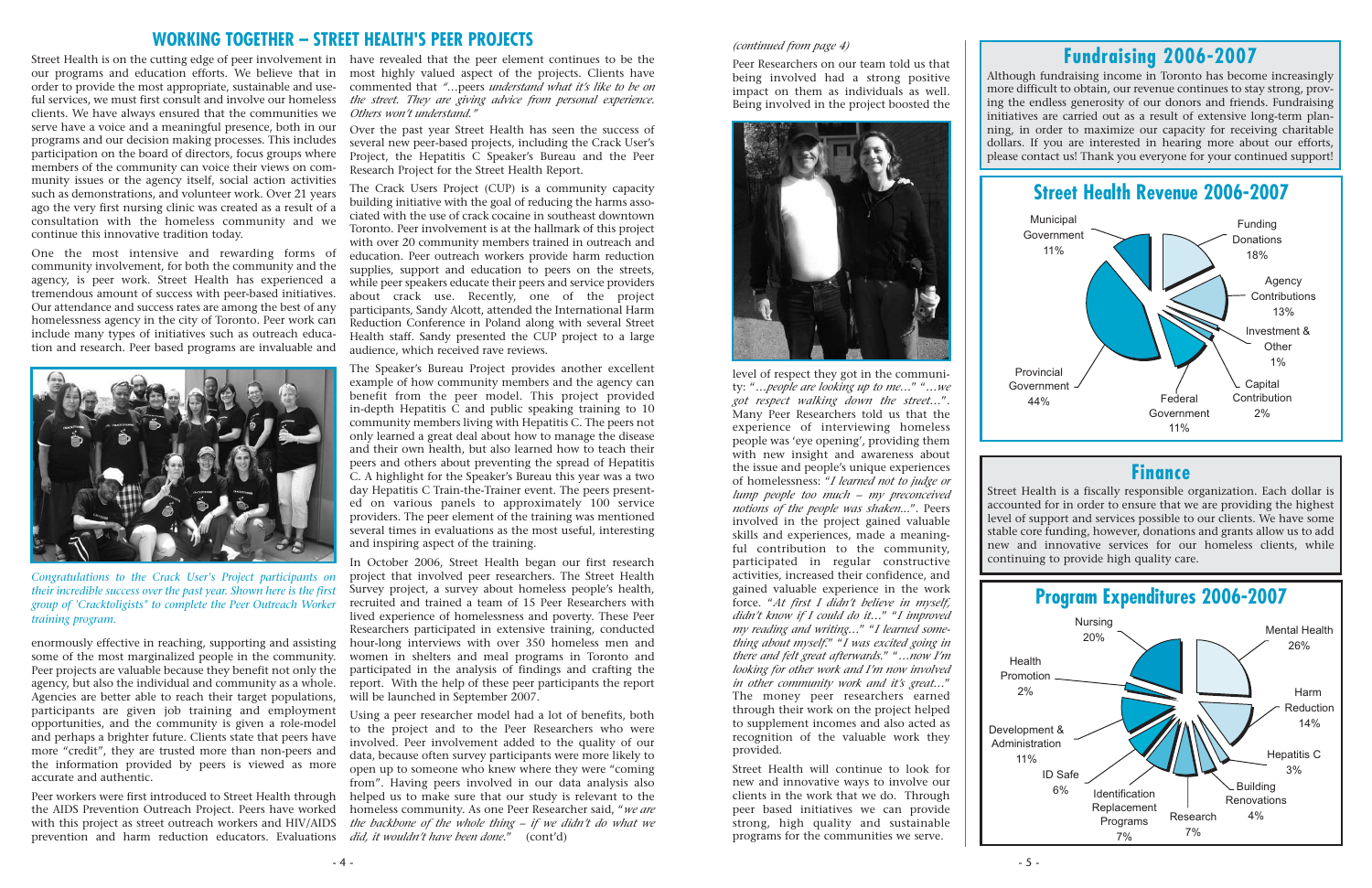## WORKING TOGETHER – STREET HEALTH'S PEER PROJECTS

Street Health is on the cutting edge of peer involvement in our programs and education efforts. We believe that in order to provide the most appropriate, sustainable and useful services, we must first consult and involve our homeless clients. We have always ensured that the communities we serve have a voice and a meaningful presence, both in our programs and our decision making processes. This includes participation on the board of directors, focus groups where members of the community can voice their views on community issues or the agency itself, social action activities such as demonstrations, and volunteer work. Over 21 years ago the very first nursing clinic was created as a result of a consultation with the homeless community and we continue this innovative tradition today.

One the most intensive and rewarding forms of community involvement, for both the community and the agency, is peer work. Street Health has experienced a tremendous amount of success with peer-based initiatives. Our attendance and success rates are among the best of any homelessness agency in the city of Toronto. Peer work can include many types of initiatives such as outreach education and research. Peer based programs are invaluable and enormously effective in reaching, supporting and assisting some of the most marginalized people in the community. Peer projects are valuable because they benefit not only the agency, but also the individual and community as a whole. Agencies are better able to reach their target populations, participants are given job training and employment opportunities, and the community is given a role-model and perhaps a brighter future. Clients state that peers have more "credit", they are trusted more than non-peers and the information provided by peers is viewed as more accurate and authentic.

*Congratulations to the Crack User's Project participants on their incredible success over the past year. Shown here is the first group of 'Cracktoligists" to complete the Peer Outreach Worker training program.*

Peer workers were first introduced to Street Health through the AIDS Prevention Outreach Project. Peers have worked with this project as street outreach workers and HIV/AIDS prevention and harm reduction educators. Evaluations have revealed that the peer element continues to be the most highly valued aspect of the projects. Clients have commented that *"…peers understand what it's like to be on the street. They are giving advice from personal experience. Others won't understand."*

Over the past year Street Health has seen the success of several new peer-based projects, including the Crack User's Project, the Hepatitis C Speaker's Bureau and the Peer Research Project for the Street Health Report.

The Crack Users Project (CUP) is a community capacity building initiative with the goal of reducing the harms associated with the use of crack cocaine in southeast downtown Toronto. Peer involvement is at the hallmark of this project with over 20 community members trained in outreach and education. Peer outreach workers provide harm reduction supplies, support and education to peers on the streets, while peer speakers educate their peers and service providers about crack use. Recently, one of the project participants, Sandy Alcott, attended the International Harm Reduction Conference in Poland along with several Street Health staff. Sandy presented the CUP project to a large audience, which received rave reviews.

The Speaker's Bureau Project provides another excellent example of how community members and the agency can benefit from the peer model. This project provided in-depth Hepatitis C and public speaking training to 10 community members living with Hepatitis C. The peers not only learned a great deal about how to manage the disease and their own health, but also learned how to teach their peers and others about preventing the spread of Hepatitis C. A highlight for the Speaker's Bureau this year was a two day Hepatitis C Train-the-Trainer event. The peers presented on various panels to approximately 100 service providers. The peer element of the training was mentioned several times in evaluations as the most useful, interesting and inspiring aspect of the training.

In October 2006, Street Health began our first research project that involved peer researchers. The Street Health Survey project, a survey about homeless people's health, recruited and trained a team of 15 Peer Researchers with lived experience of homelessness and poverty. These Peer Researchers participated in extensive training, conducted hour-long interviews with over 350 homeless men and women in shelters and meal programs in Toronto and participated in the analysis of findings and crafting the report. With the help of these peer participants the report will be launched in September 2007.

Using a peer researcher model had a lot of benefits, both to the project and to the Peer Researchers who were involved. Peer involvement added to the quality of our data, because often survey participants were more likely to open up to someone who knew where they were "coming from". Having peers involved in our data analysis also helped us to make sure that our study is relevant to the homeless community. As one Peer Researcher said, "*we are the backbone of the whole thing – if we didn't do what we did, it wouldn't have been done.*" (cont'd)

*(continued from page 4)*

Peer Researchers on our team told us that being involved had a strong positive impact on them as individuals as well. Being involved in the project boosted the level of respect they got in the community: "*…people are looking up to me…*" "*…we got respect walking down the street…*". Many Peer Researchers told us that the experience of interviewing homeless people was 'eye opening', providing them with new insight and awareness about the issue and people's unique experiences of homelessness: "*I learned not to judge or lump people too much – my preconceived notions of the people was shaken…*". Peers involved in the project gained valuable skills and experiences, made a meaningful contribution to the community, participated in regular constructive activities, increased their confidence, and gained valuable experience in the work force. "*At first I didn't believe in myself, didn't know if I could do it…*" "*I improved my reading and writing…*" "*I learned something about myself.*" "*I was excited going in there and felt great afterwards.*" "*…now I'm looking for other work and I'm now involved in other community work and it's great…*" The money peer researchers earned through their work on the project helped to supplement incomes and also acted as recognition of the valuable work they provided.

Street Health will continue to look for new and innovative ways to involve our clients in the work that we do. Through peer based initiatives we can provide strong, high quality and sustainable programs for the communities we serve.

## Fundraising 2006-2007

Although fundraising income in Toronto has become increasingly more difficult to obtain, our revenue continues to stay strong, proving the endless generosity of our donors and friends. Fundraising initiatives are carried out as a result of extensive long-term planning, in order to maximize our capacity for receiving charitable dollars. If you are interested in hearing more about our efforts, please contact us! Thank you everyone for your continued support!

## Street Health Revenue 2006-2007

| Source | Percentage |
|---|---|
| Municipal Government | 11% |
| Funding Donations | 18% |
| Agency Contributions | 13% |
| Investment & Other | 1% |
| Capital Contribution | 2% |
| Federal Government | 11% |
| Provincial Government | 44% |

## Finance

Street Health is a fiscally responsible organization. Each dollar is accounted for in order to ensure that we are providing the highest level of support and services possible to our clients. We have some stable core funding, however, donations and grants allow us to add new and innovative services for our homeless clients, while continuing to provide high quality care.

## Program Expenditures 2006-2007

| Program | Percentage |
|---|---|
| Nursing | 20% |
| Mental Health | 26% |
| Harm Reduction | 14% |
| Hepatitis C | 3% |
| Building Renovations | 4% |
| Research | 7% |
| Identification Replacement Programs | 7% |
| ID Safe | 6% |
| Development & Administration | 11% |
| Health Promotion | 2% |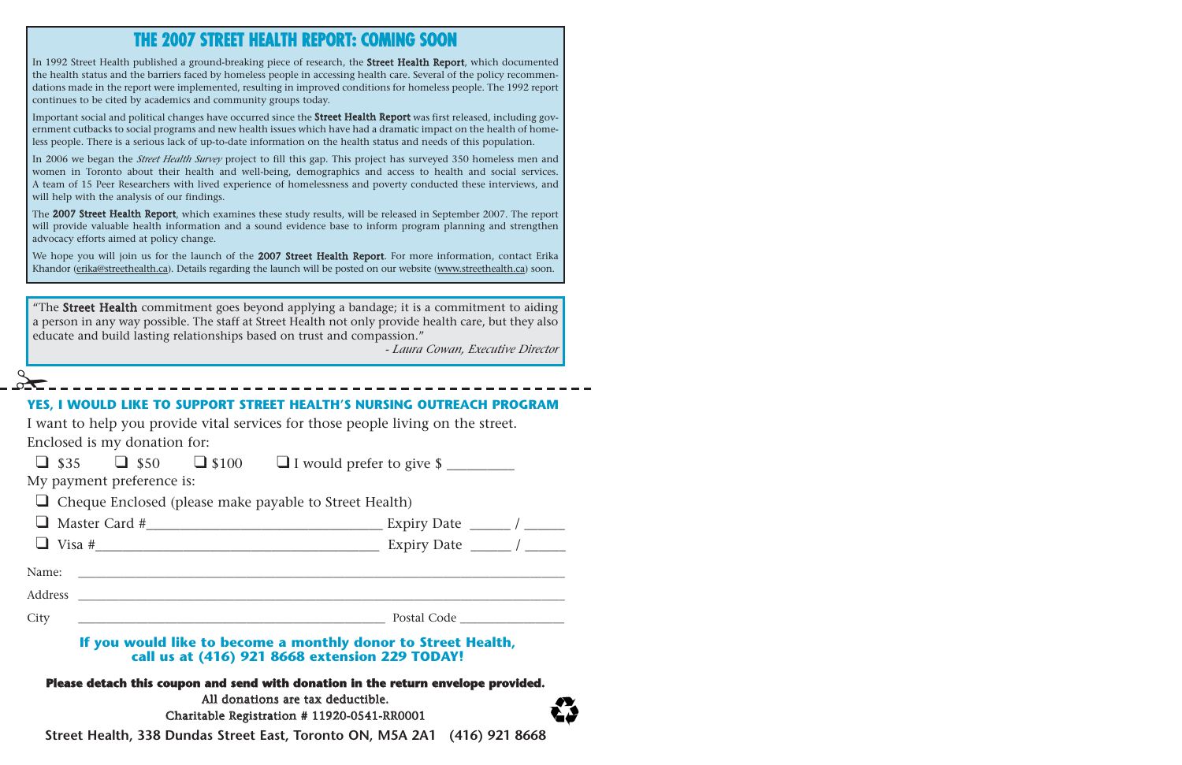## THE 2007 STREET HEALTH REPORT: COMING SOON

In 1992 Street Health published a ground-breaking piece of research, the **Street Health Report**, which documented the health status and the barriers faced by homeless people in accessing health care. Several of the policy recommendations made in the report were implemented, resulting in improved conditions for homeless people. The 1992 report continues to be cited by academics and community groups today.

Important social and political changes have occurred since the **Street Health Report** was first released, including government cutbacks to social programs and new health issues which have had a dramatic impact on the health of homeless people. There is a serious lack of up-to-date information on the health status and needs of this population.

In 2006 we began the *Street Health Survey* project to fill this gap. This project has surveyed 350 homeless men and women in Toronto about their health and well-being, demographics and access to health and social services. A team of 15 Peer Researchers with lived experience of homelessness and poverty conducted these interviews, and will help with the analysis of our findings.

The **2007 Street Health Report**, which examines these study results, will be released in September 2007. The report will provide valuable health information and a sound evidence base to inform program planning and strengthen advocacy efforts aimed at policy change.

We hope you will join us for the launch of the **2007 Street Health Report**. For more information, contact Erika Khandor (erika@streethealth.ca). Details regarding the launch will be posted on our website (www.streethealth.ca) soon.

"The **Street Health** commitment goes beyond applying a bandage; it is a commitment to aiding a person in any way possible. The staff at Street Health not only provide health care, but they also educate and build lasting relationships based on trust and compassion."

*- Laura Cowan, Executive Director*

---

### YES, I WOULD LIKE TO SUPPORT STREET HEALTH'S NURSING OUTREACH PROGRAM

I want to help you provide vital services for those people living on the street.
Enclosed is my donation for:

❑ $35 ❑ $50 ❑ $100 ❑ I would prefer to give $ _________

My payment preference is:

❑ Cheque Enclosed (please make payable to Street Health)

❑ Master Card #________________________________ Expiry Date _____ / _____

❑ Visa #____________________________________ Expiry Date _____ / _____

Name: ______________________________________________________________

Address ______________________________________________________________

City ___________________________________________ Postal Code _______________

**If you would like to become a monthly donor to Street Health, call us at (416) 921 8668 extension 229 TODAY!**

**Please detach this coupon and send with donation in the return envelope provided.**

All donations are tax deductible.

Charitable Registration # 11920-0541-RR0001

**Street Health, 338 Dundas Street East, Toronto ON, M5A 2A1 (416) 921 8668**